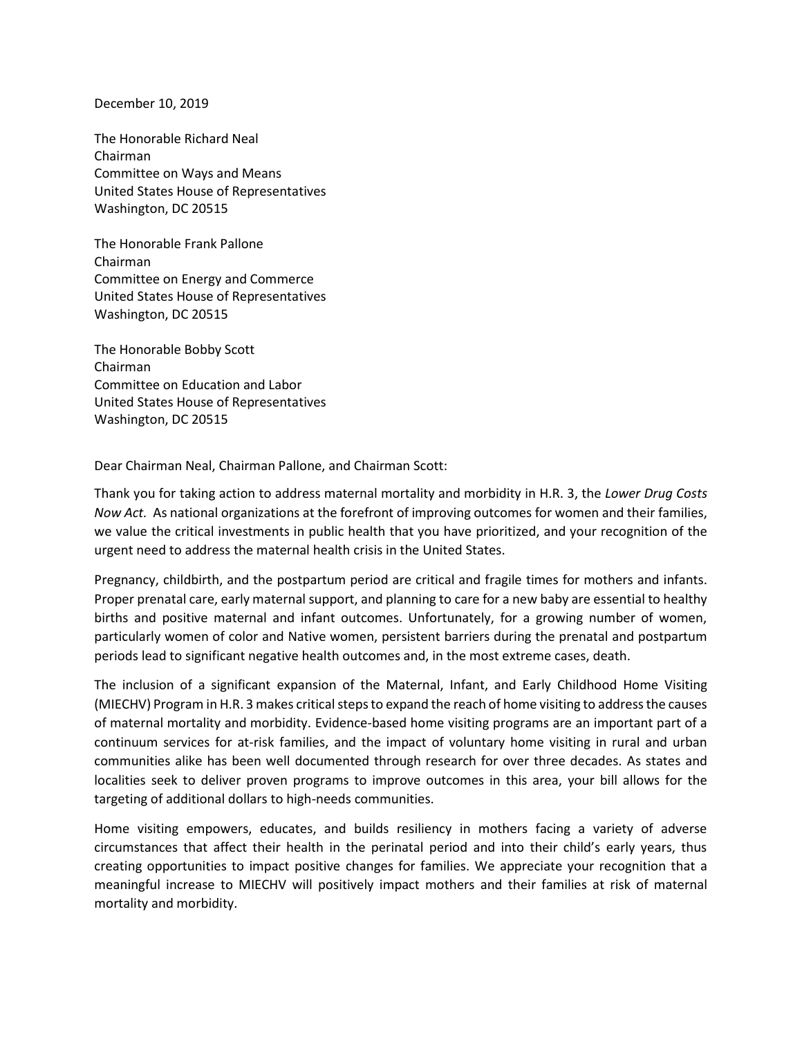December 10, 2019

The Honorable Richard Neal
Chairman
Committee on Ways and Means
United States House of Representatives
Washington, DC 20515

The Honorable Frank Pallone
Chairman
Committee on Energy and Commerce
United States House of Representatives
Washington, DC 20515

The Honorable Bobby Scott
Chairman
Committee on Education and Labor
United States House of Representatives
Washington, DC 20515

Dear Chairman Neal, Chairman Pallone, and Chairman Scott:

Thank you for taking action to address maternal mortality and morbidity in H.R. 3, the *Lower Drug Costs Now Act.* As national organizations at the forefront of improving outcomes for women and their families, we value the critical investments in public health that you have prioritized, and your recognition of the urgent need to address the maternal health crisis in the United States.

Pregnancy, childbirth, and the postpartum period are critical and fragile times for mothers and infants. Proper prenatal care, early maternal support, and planning to care for a new baby are essential to healthy births and positive maternal and infant outcomes. Unfortunately, for a growing number of women, particularly women of color and Native women, persistent barriers during the prenatal and postpartum periods lead to significant negative health outcomes and, in the most extreme cases, death.

The inclusion of a significant expansion of the Maternal, Infant, and Early Childhood Home Visiting (MIECHV) Program in H.R. 3 makes critical steps to expand the reach of home visiting to address the causes of maternal mortality and morbidity. Evidence-based home visiting programs are an important part of a continuum services for at-risk families, and the impact of voluntary home visiting in rural and urban communities alike has been well documented through research for over three decades. As states and localities seek to deliver proven programs to improve outcomes in this area, your bill allows for the targeting of additional dollars to high-needs communities.

Home visiting empowers, educates, and builds resiliency in mothers facing a variety of adverse circumstances that affect their health in the perinatal period and into their child's early years, thus creating opportunities to impact positive changes for families. We appreciate your recognition that a meaningful increase to MIECHV will positively impact mothers and their families at risk of maternal mortality and morbidity.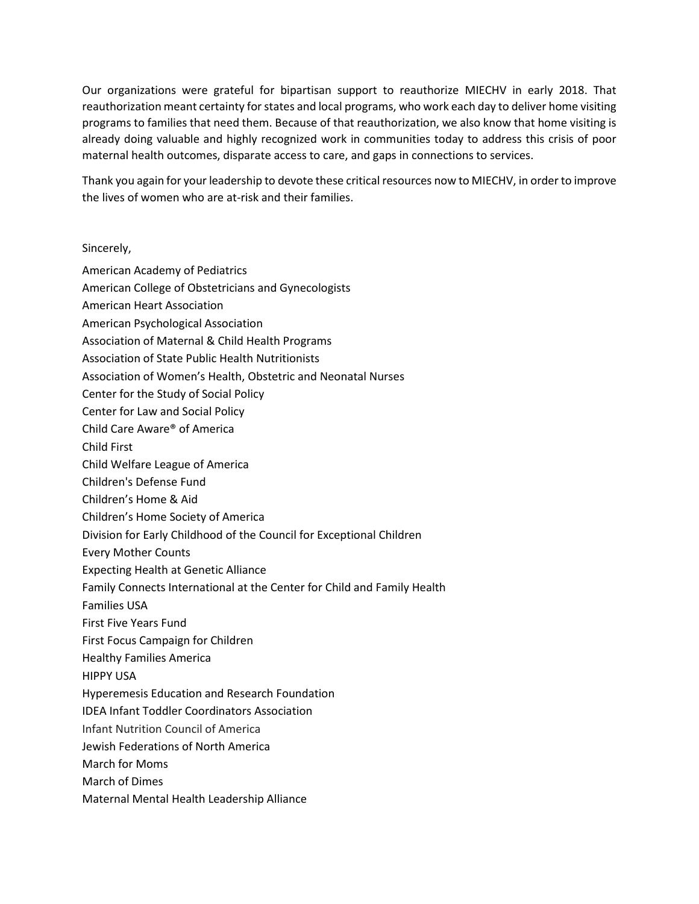Our organizations were grateful for bipartisan support to reauthorize MIECHV in early 2018. That reauthorization meant certainty for states and local programs, who work each day to deliver home visiting programs to families that need them. Because of that reauthorization, we also know that home visiting is already doing valuable and highly recognized work in communities today to address this crisis of poor maternal health outcomes, disparate access to care, and gaps in connections to services.

Thank you again for your leadership to devote these critical resources now to MIECHV, in order to improve the lives of women who are at-risk and their families.

Sincerely,

American Academy of Pediatrics
American College of Obstetricians and Gynecologists
American Heart Association
American Psychological Association
Association of Maternal & Child Health Programs
Association of State Public Health Nutritionists
Association of Women's Health, Obstetric and Neonatal Nurses
Center for the Study of Social Policy
Center for Law and Social Policy
Child Care Aware® of America
Child First
Child Welfare League of America
Children's Defense Fund
Children's Home & Aid
Children's Home Society of America
Division for Early Childhood of the Council for Exceptional Children
Every Mother Counts
Expecting Health at Genetic Alliance
Family Connects International at the Center for Child and Family Health
Families USA
First Five Years Fund
First Focus Campaign for Children
Healthy Families America
HIPPY USA
Hyperemesis Education and Research Foundation
IDEA Infant Toddler Coordinators Association
Infant Nutrition Council of America
Jewish Federations of North America
March for Moms
March of Dimes
Maternal Mental Health Leadership Alliance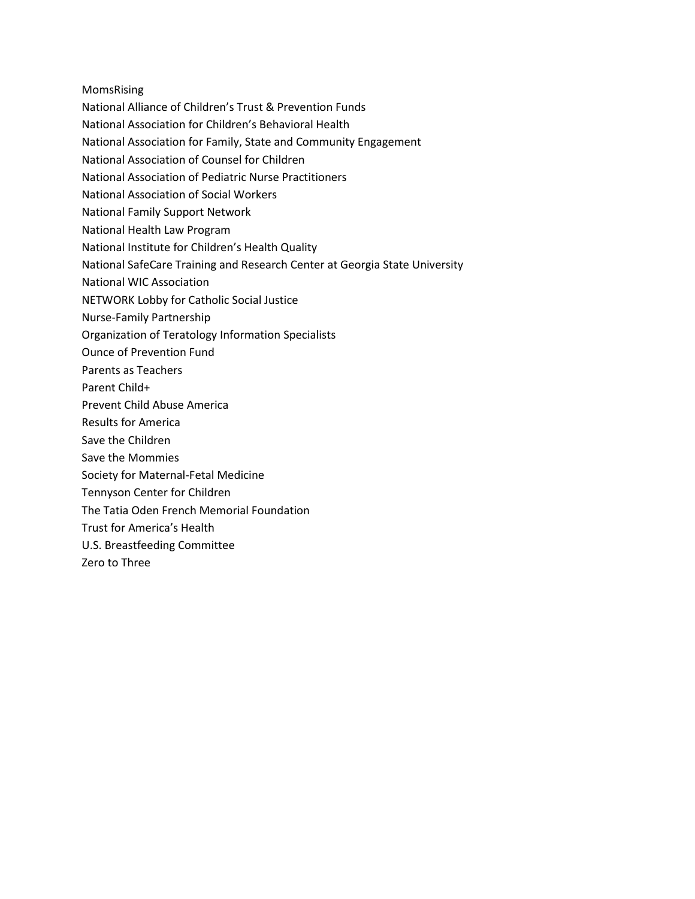MomsRising
National Alliance of Children's Trust & Prevention Funds
National Association for Children's Behavioral Health
National Association for Family, State and Community Engagement
National Association of Counsel for Children
National Association of Pediatric Nurse Practitioners
National Association of Social Workers
National Family Support Network
National Health Law Program
National Institute for Children's Health Quality
National SafeCare Training and Research Center at Georgia State University
National WIC Association
NETWORK Lobby for Catholic Social Justice
Nurse-Family Partnership
Organization of Teratology Information Specialists
Ounce of Prevention Fund
Parents as Teachers
Parent Child+
Prevent Child Abuse America
Results for America
Save the Children
Save the Mommies
Society for Maternal-Fetal Medicine
Tennyson Center for Children
The Tatia Oden French Memorial Foundation
Trust for America's Health
U.S. Breastfeeding Committee
Zero to Three